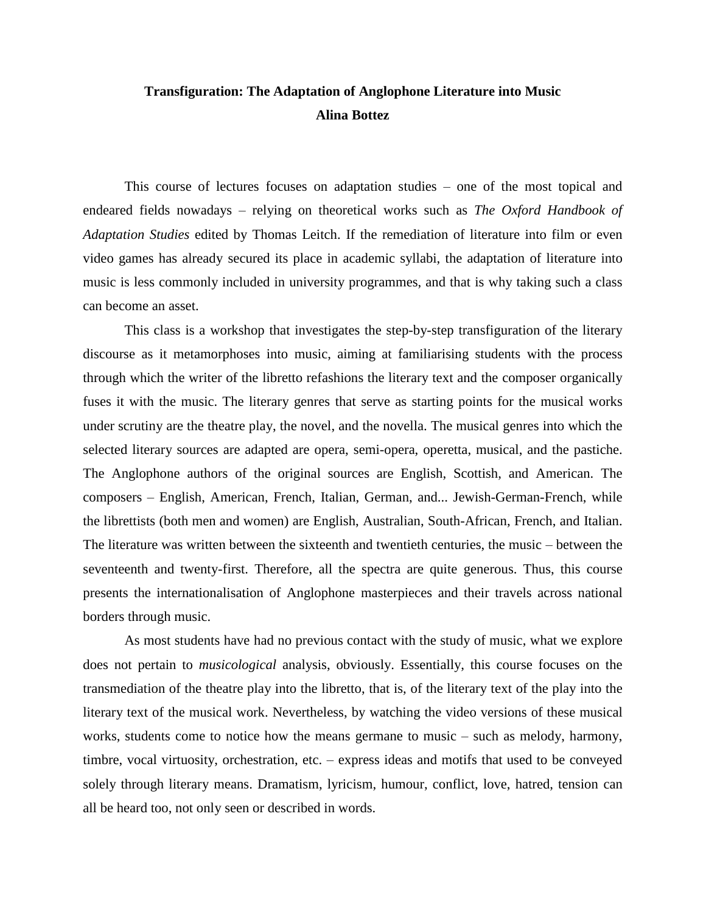# Transfiguration: The Adaptation of Anglophone Literature into Music

**Alina Bottez**

This course of lectures focuses on adaptation studies – one of the most topical and endeared fields nowadays – relying on theoretical works such as *The Oxford Handbook of Adaptation Studies* edited by Thomas Leitch. If the remediation of literature into film or even video games has already secured its place in academic syllabi, the adaptation of literature into music is less commonly included in university programmes, and that is why taking such a class can become an asset.

This class is a workshop that investigates the step-by-step transfiguration of the literary discourse as it metamorphoses into music, aiming at familiarising students with the process through which the writer of the libretto refashions the literary text and the composer organically fuses it with the music. The literary genres that serve as starting points for the musical works under scrutiny are the theatre play, the novel, and the novella. The musical genres into which the selected literary sources are adapted are opera, semi-opera, operetta, musical, and the pastiche. The Anglophone authors of the original sources are English, Scottish, and American. The composers – English, American, French, Italian, German, and... Jewish-German-French, while the librettists (both men and women) are English, Australian, South-African, French, and Italian. The literature was written between the sixteenth and twentieth centuries, the music – between the seventeenth and twenty-first. Therefore, all the spectra are quite generous. Thus, this course presents the internationalisation of Anglophone masterpieces and their travels across national borders through music.

As most students have had no previous contact with the study of music, what we explore does not pertain to *musicological* analysis, obviously. Essentially, this course focuses on the transmediation of the theatre play into the libretto, that is, of the literary text of the play into the literary text of the musical work. Nevertheless, by watching the video versions of these musical works, students come to notice how the means germane to music – such as melody, harmony, timbre, vocal virtuosity, orchestration, etc. – express ideas and motifs that used to be conveyed solely through literary means. Dramatism, lyricism, humour, conflict, love, hatred, tension can all be heard too, not only seen or described in words.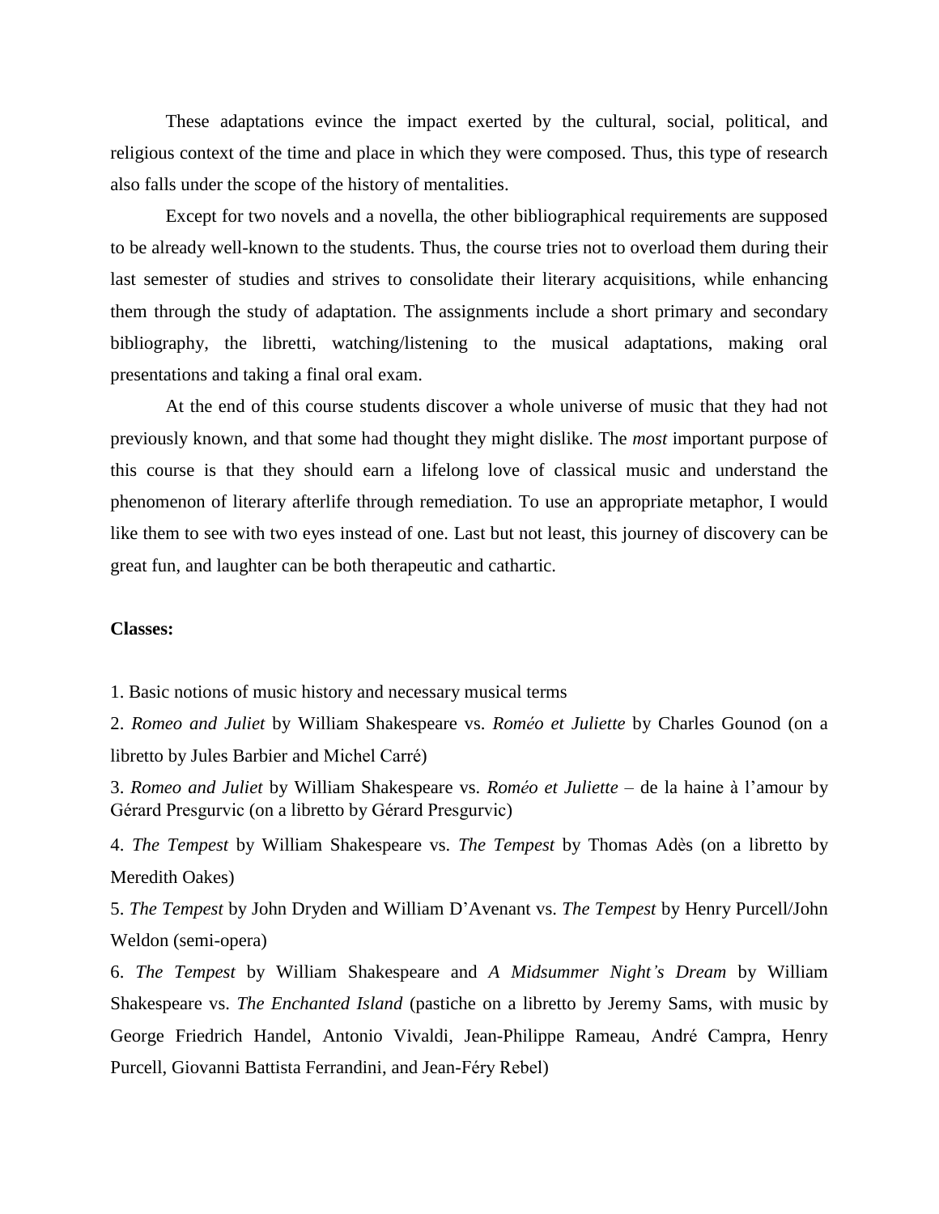These adaptations evince the impact exerted by the cultural, social, political, and religious context of the time and place in which they were composed. Thus, this type of research also falls under the scope of the history of mentalities.

Except for two novels and a novella, the other bibliographical requirements are supposed to be already well-known to the students. Thus, the course tries not to overload them during their last semester of studies and strives to consolidate their literary acquisitions, while enhancing them through the study of adaptation. The assignments include a short primary and secondary bibliography, the libretti, watching/listening to the musical adaptations, making oral presentations and taking a final oral exam.

At the end of this course students discover a whole universe of music that they had not previously known, and that some had thought they might dislike. The *most* important purpose of this course is that they should earn a lifelong love of classical music and understand the phenomenon of literary afterlife through remediation. To use an appropriate metaphor, I would like them to see with two eyes instead of one. Last but not least, this journey of discovery can be great fun, and laughter can be both therapeutic and cathartic.

**Classes:**

1. Basic notions of music history and necessary musical terms

2. *Romeo and Juliet* by William Shakespeare vs. *Roméo et Juliette* by Charles Gounod (on a libretto by Jules Barbier and Michel Carré)

3. *Romeo and Juliet* by William Shakespeare vs. *Roméo et Juliette* – de la haine à l'amour by Gérard Presgurvic (on a libretto by Gérard Presgurvic)

4. *The Tempest* by William Shakespeare vs. *The Tempest* by Thomas Adès (on a libretto by Meredith Oakes)

5. *The Tempest* by John Dryden and William D'Avenant vs. *The Tempest* by Henry Purcell/John Weldon (semi-opera)

6. *The Tempest* by William Shakespeare and *A Midsummer Night's Dream* by William Shakespeare vs. *The Enchanted Island* (pastiche on a libretto by Jeremy Sams, with music by George Friedrich Handel, Antonio Vivaldi, Jean-Philippe Rameau, André Campra, Henry Purcell, Giovanni Battista Ferrandini, and Jean-Féry Rebel)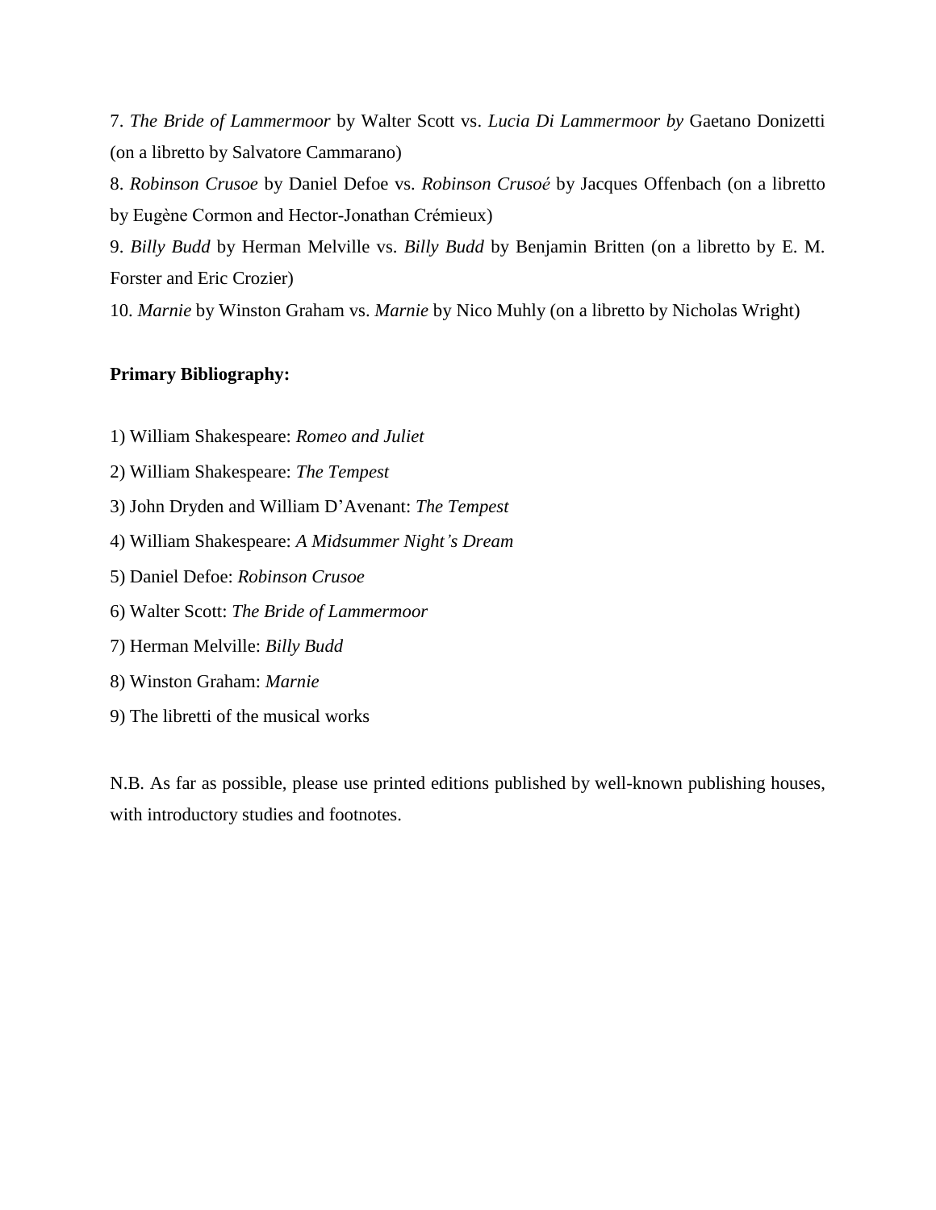7. *The Bride of Lammermoor* by Walter Scott vs. *Lucia Di Lammermoor by* Gaetano Donizetti (on a libretto by Salvatore Cammarano)

8. *Robinson Crusoe* by Daniel Defoe vs. *Robinson Crusoé* by Jacques Offenbach (on a libretto by Eugène Cormon and Hector-Jonathan Crémieux)

9. *Billy Budd* by Herman Melville vs. *Billy Budd* by Benjamin Britten (on a libretto by E. M. Forster and Eric Crozier)

10. *Marnie* by Winston Graham vs. *Marnie* by Nico Muhly (on a libretto by Nicholas Wright)

**Primary Bibliography:**

1) William Shakespeare: *Romeo and Juliet*

2) William Shakespeare: *The Tempest*

3) John Dryden and William D'Avenant: *The Tempest*

4) William Shakespeare: *A Midsummer Night's Dream*

5) Daniel Defoe: *Robinson Crusoe*

6) Walter Scott: *The Bride of Lammermoor*

7) Herman Melville: *Billy Budd*

8) Winston Graham: *Marnie*

9) The libretti of the musical works

N.B. As far as possible, please use printed editions published by well-known publishing houses, with introductory studies and footnotes.